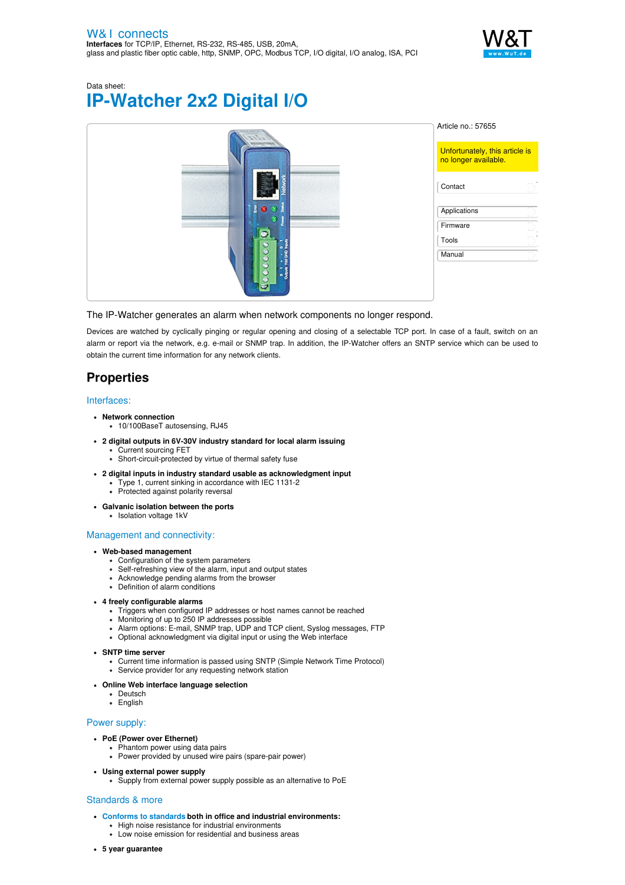W&T connects
**Interfaces** for TCP/IP, Ethernet, RS-232, RS-485, USB, 20mA, glass and plastic fiber optic cable, http, SNMP, OPC, Modbus TCP, I/O digital, I/O analog, ISA, PCI

Data sheet:

# IP-Watcher 2x2 Digital I/O

Article no.: 57655

Unfortunately, this article is no longer available.

- Contact
- Applications
- Firmware
- Tools
- Manual

The IP-Watcher generates an alarm when network components no longer respond.

Devices are watched by cyclically pinging or regular opening and closing of a selectable TCP port. In case of a fault, switch on an alarm or report via the network, e.g. e-mail or SNMP trap. In addition, the IP-Watcher offers an SNTP service which can be used to obtain the current time information for any network clients.

## Properties

### Interfaces:

- **Network connection**
  - 10/100BaseT autosensing, RJ45
- **2 digital outputs in 6V-30V industry standard for local alarm issuing**
  - Current sourcing FET
  - Short-circuit-protected by virtue of thermal safety fuse
- **2 digital inputs in industry standard usable as acknowledgment input**
  - Type 1, current sinking in accordance with IEC 1131-2
  - Protected against polarity reversal
- **Galvanic isolation between the ports**
  - Isolation voltage 1kV

### Management and connectivity:

- **Web-based management**
  - Configuration of the system parameters
  - Self-refreshing view of the alarm, input and output states
  - Acknowledge pending alarms from the browser
  - Definition of alarm conditions
- **4 freely configurable alarms**
  - Triggers when configured IP addresses or host names cannot be reached
  - Monitoring of up to 250 IP addresses possible
  - Alarm options: E-mail, SNMP trap, UDP and TCP client, Syslog messages, FTP
  - Optional acknowledgment via digital input or using the Web interface
- **SNTP time server**
  - Current time information is passed using SNTP (Simple Network Time Protocol)
  - Service provider for any requesting network station
- **Online Web interface language selection**
  - Deutsch
  - English

### Power supply:

- **PoE (Power over Ethernet)**
  - Phantom power using data pairs
  - Power provided by unused wire pairs (spare-pair power)
- **Using external power supply**
  - Supply from external power supply possible as an alternative to PoE

### Standards & more

- **Conforms to standards both in office and industrial environments:**
  - High noise resistance for industrial environments
  - Low noise emission for residential and business areas
- **5 year guarantee**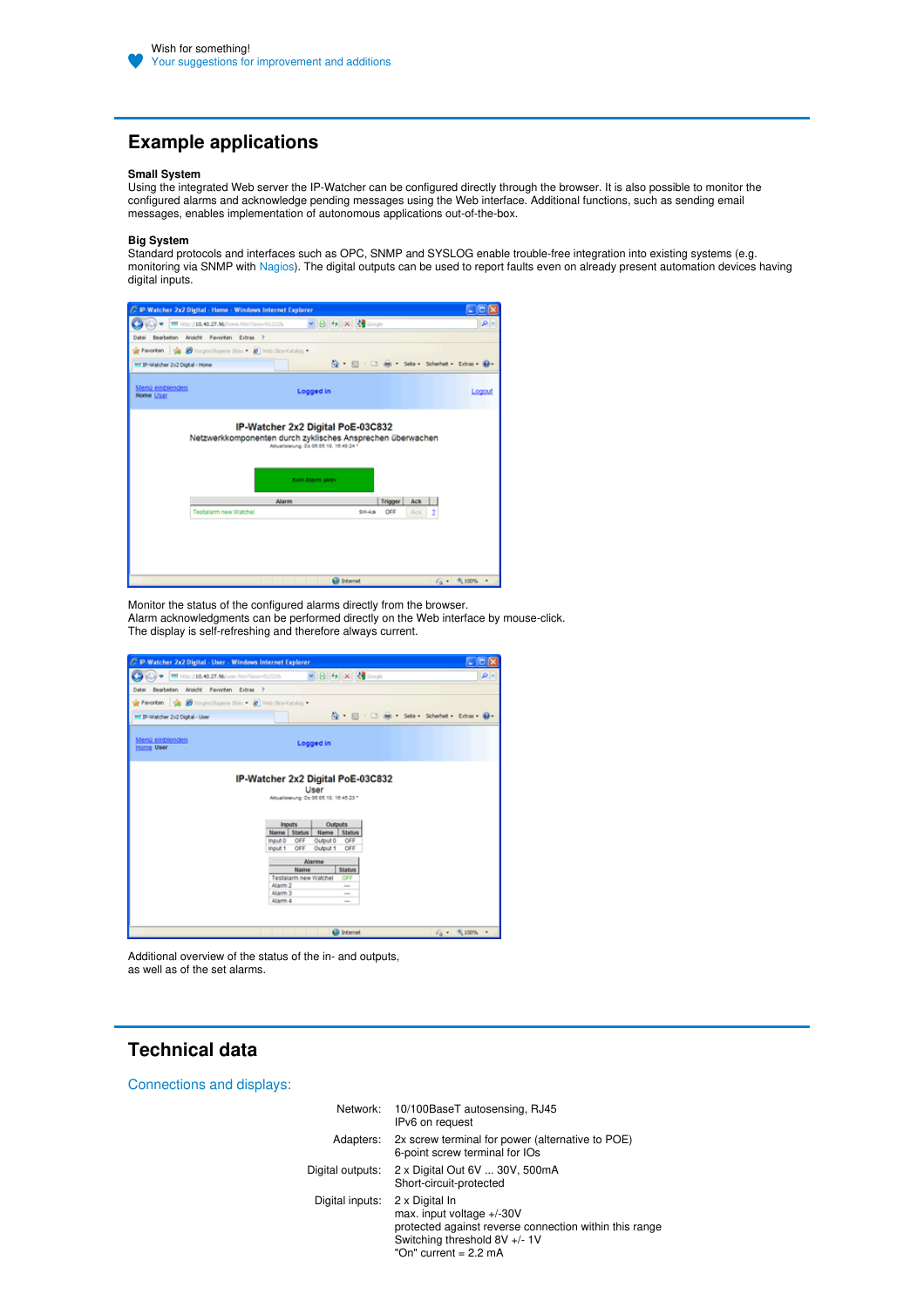Wish for something!
Your suggestions for improvement and additions

## Example applications

**Small System**
Using the integrated Web server the IP-Watcher can be configured directly through the browser. It is also possible to monitor the configured alarms and acknowledge pending messages using the Web interface. Additional functions, such as sending email messages, enables implementation of autonomous applications out-of-the-box.

**Big System**
Standard protocols and interfaces such as OPC, SNMP and SYSLOG enable trouble-free integration into existing systems (e.g. monitoring via SNMP with Nagios). The digital outputs can be used to report faults even on already present automation devices having digital inputs.

Monitor the status of the configured alarms directly from the browser.
Alarm acknowledgments can be performed directly on the Web interface by mouse-click.
The display is self-refreshing and therefore always current.

Additional overview of the status of the in- and outputs,
as well as of the set alarms.

## Technical data

### Connections and displays:

| | |
|---|---|
| Network: | 10/100BaseT autosensing, RJ45<br>IPv6 on request |
| Adapters: | 2x screw terminal for power (alternative to POE)<br>6-point screw terminal for IOs |
| Digital outputs: | 2 x Digital Out 6V ... 30V, 500mA<br>Short-circuit-protected |
| Digital inputs: | 2 x Digital In<br>max. input voltage +/-30V<br>protected against reverse connection within this range<br>Switching threshold 8V +/- 1V<br>"On" current = 2.2 mA |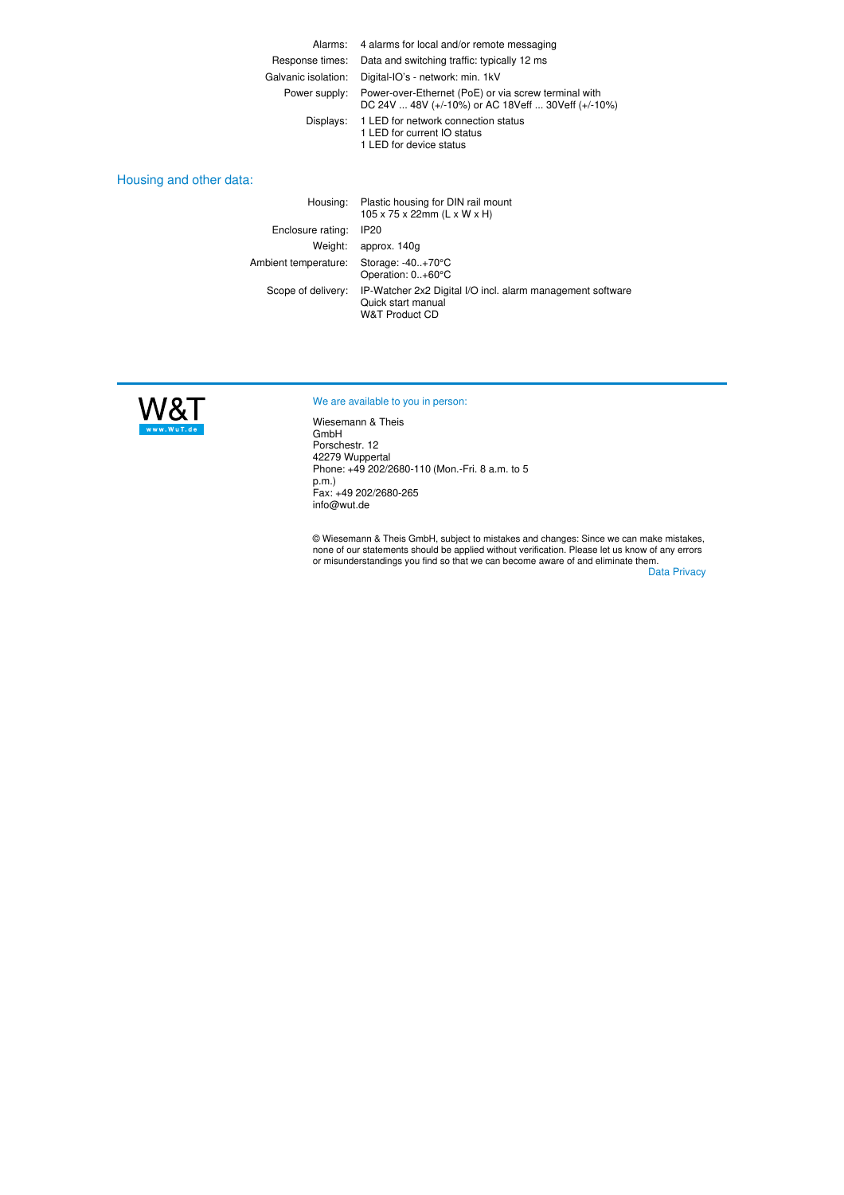| | |
|---|---|
| Alarms: | 4 alarms for local and/or remote messaging |
| Response times: | Data and switching traffic: typically 12 ms |
| Galvanic isolation: | Digital-IO's - network: min. 1kV |
| Power supply: | Power-over-Ethernet (PoE) or via screw terminal with DC 24V ... 48V (+/-10%) or AC 18Veff ... 30Veff (+/-10%) |
| Displays: | 1 LED for network connection status<br>1 LED for current IO status<br>1 LED for device status |

## Housing and other data:

| | |
|---|---|
| Housing: | Plastic housing for DIN rail mount<br>105 x 75 x 22mm (L x W x H) |
| Enclosure rating: | IP20 |
| Weight: | approx. 140g |
| Ambient temperature: | Storage: -40..+70°C<br>Operation: 0..+60°C |
| Scope of delivery: | IP-Watcher 2x2 Digital I/O incl. alarm management software<br>Quick start manual<br>W&T Product CD |

W&T
www.WuT.de

We are available to you in person:

Wiesemann & Theis GmbH
Porschestr. 12
42279 Wuppertal
Phone: +49 202/2680-110 (Mon.-Fri. 8 a.m. to 5 p.m.)
Fax: +49 202/2680-265
info@wut.de

© Wiesemann & Theis GmbH, subject to mistakes and changes: Since we can make mistakes, none of our statements should be applied without verification. Please let us know of any errors or misunderstandings you find so that we can become aware of and eliminate them.

Data Privacy